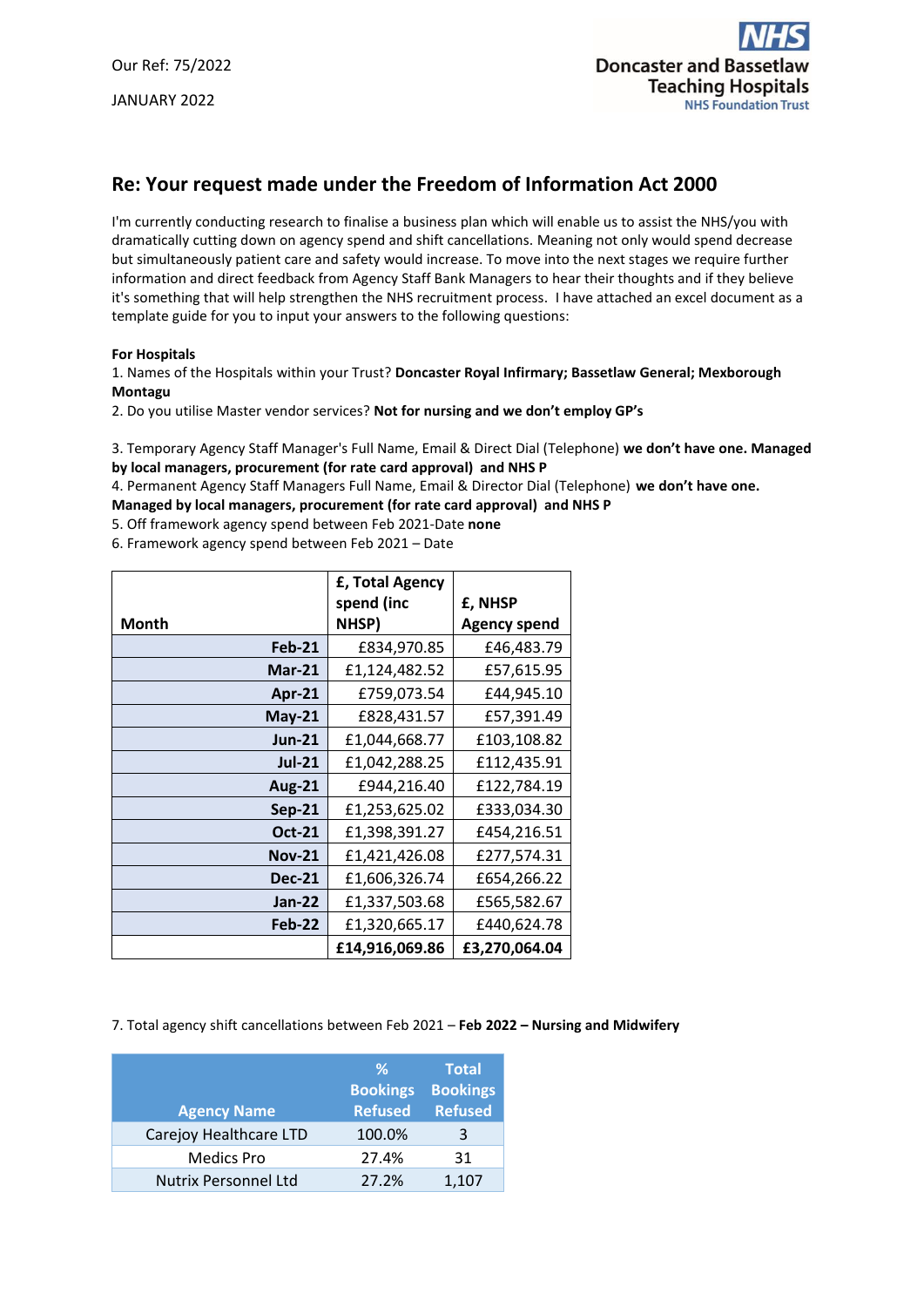Our Ref: 75/2022

JANUARY 2022

Doncaster and Bassetlaw Teaching Hospitals
NHS Foundation Trust

## Re: Your request made under the Freedom of Information Act 2000

I'm currently conducting research to finalise a business plan which will enable us to assist the NHS/you with dramatically cutting down on agency spend and shift cancellations. Meaning not only would spend decrease but simultaneously patient care and safety would increase. To move into the next stages we require further information and direct feedback from Agency Staff Bank Managers to hear their thoughts and if they believe it's something that will help strengthen the NHS recruitment process. I have attached an excel document as a template guide for you to input your answers to the following questions:

**For Hospitals**

1. Names of the Hospitals within your Trust? **Doncaster Royal Infirmary; Bassetlaw General; Mexborough Montagu**
2. Do you utilise Master vendor services? **Not for nursing and we don't employ GP's**

3. Temporary Agency Staff Manager's Full Name, Email & Direct Dial (Telephone) **we don't have one. Managed by local managers, procurement (for rate card approval) and NHS P**
4. Permanent Agency Staff Managers Full Name, Email & Director Dial (Telephone) **we don't have one. Managed by local managers, procurement (for rate card approval) and NHS P**
5. Off framework agency spend between Feb 2021-Date **none**
6. Framework agency spend between Feb 2021 – Date

| Month | £, Total Agency spend (inc NHSP) | £, NHSP Agency spend |
|---|---|---|
| Feb-21 | £834,970.85 | £46,483.79 |
| Mar-21 | £1,124,482.52 | £57,615.95 |
| Apr-21 | £759,073.54 | £44,945.10 |
| May-21 | £828,431.57 | £57,391.49 |
| Jun-21 | £1,044,668.77 | £103,108.82 |
| Jul-21 | £1,042,288.25 | £112,435.91 |
| Aug-21 | £944,216.40 | £122,784.19 |
| Sep-21 | £1,253,625.02 | £333,034.30 |
| Oct-21 | £1,398,391.27 | £454,216.51 |
| Nov-21 | £1,421,426.08 | £277,574.31 |
| Dec-21 | £1,606,326.74 | £654,266.22 |
| Jan-22 | £1,337,503.68 | £565,582.67 |
| Feb-22 | £1,320,665.17 | £440,624.78 |
| | **£14,916,069.86** | **£3,270,064.04** |

7. Total agency shift cancellations between Feb 2021 – **Feb 2022 – Nursing and Midwifery**

| Agency Name | % Bookings Refused | Total Bookings Refused |
|---|---|---|
| Carejoy Healthcare LTD | 100.0% | 3 |
| Medics Pro | 27.4% | 31 |
| Nutrix Personnel Ltd | 27.2% | 1,107 |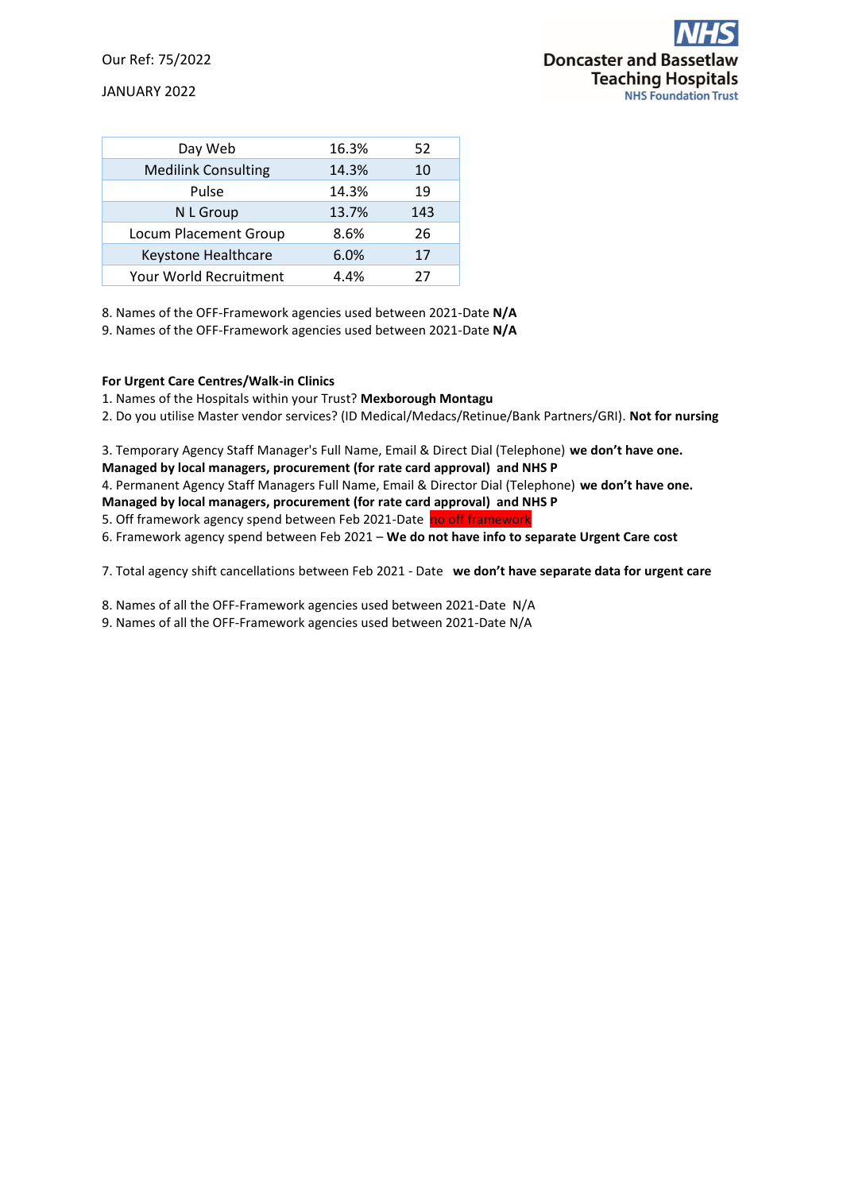Our Ref: 75/2022

JANUARY 2022

| | | |
|---|---|---|
| Day Web | 16.3% | 52 |
| Medilink Consulting | 14.3% | 10 |
| Pulse | 14.3% | 19 |
| N L Group | 13.7% | 143 |
| Locum Placement Group | 8.6% | 26 |
| Keystone Healthcare | 6.0% | 17 |
| Your World Recruitment | 4.4% | 27 |

8. Names of the OFF-Framework agencies used between 2021-Date **N/A**
9. Names of the OFF-Framework agencies used between 2021-Date **N/A**

**For Urgent Care Centres/Walk-in Clinics**
1. Names of the Hospitals within your Trust? **Mexborough Montagu**
2. Do you utilise Master vendor services? (ID Medical/Medacs/Retinue/Bank Partners/GRI). **Not for nursing**

3. Temporary Agency Staff Manager's Full Name, Email & Direct Dial (Telephone) **we don't have one. Managed by local managers, procurement (for rate card approval) and NHS P**
4. Permanent Agency Staff Managers Full Name, Email & Director Dial (Telephone) **we don't have one. Managed by local managers, procurement (for rate card approval) and NHS P**
5. Off framework agency spend between Feb 2021-Date no off framework
6. Framework agency spend between Feb 2021 – **We do not have info to separate Urgent Care cost**

7. Total agency shift cancellations between Feb 2021 - Date **we don't have separate data for urgent care**

8. Names of all the OFF-Framework agencies used between 2021-Date N/A
9. Names of all the OFF-Framework agencies used between 2021-Date N/A